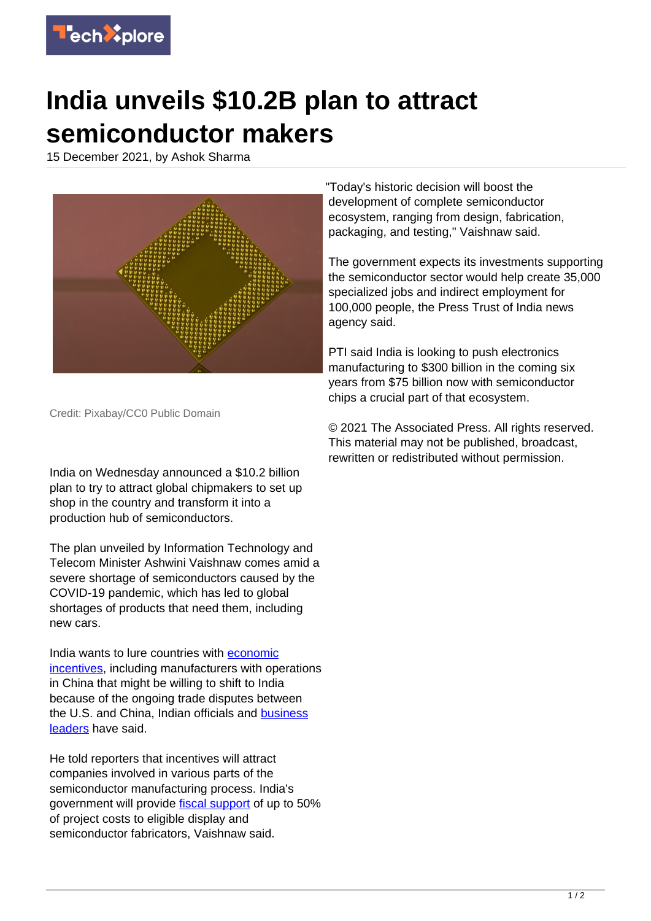# India unveils $10.2B plan to attract semiconductor makers

15 December 2021, by Ashok Sharma

Credit: Pixabay/CC0 Public Domain

India on Wednesday announced a $10.2 billion plan to try to attract global chipmakers to set up shop in the country and transform it into a production hub of semiconductors.

The plan unveiled by Information Technology and Telecom Minister Ashwini Vaishnaw comes amid a severe shortage of semiconductors caused by the COVID-19 pandemic, which has led to global shortages of products that need them, including new cars.

India wants to lure countries with economic incentives, including manufacturers with operations in China that might be willing to shift to India because of the ongoing trade disputes between the U.S. and China, Indian officials and business leaders have said.

He told reporters that incentives will attract companies involved in various parts of the semiconductor manufacturing process. India's government will provide fiscal support of up to 50% of project costs to eligible display and semiconductor fabricators, Vaishnaw said.

"Today's historic decision will boost the development of complete semiconductor ecosystem, ranging from design, fabrication, packaging, and testing," Vaishnaw said.

The government expects its investments supporting the semiconductor sector would help create 35,000 specialized jobs and indirect employment for 100,000 people, the Press Trust of India news agency said.

PTI said India is looking to push electronics manufacturing to $300 billion in the coming six years from $75 billion now with semiconductor chips a crucial part of that ecosystem.

© 2021 The Associated Press. All rights reserved. This material may not be published, broadcast, rewritten or redistributed without permission.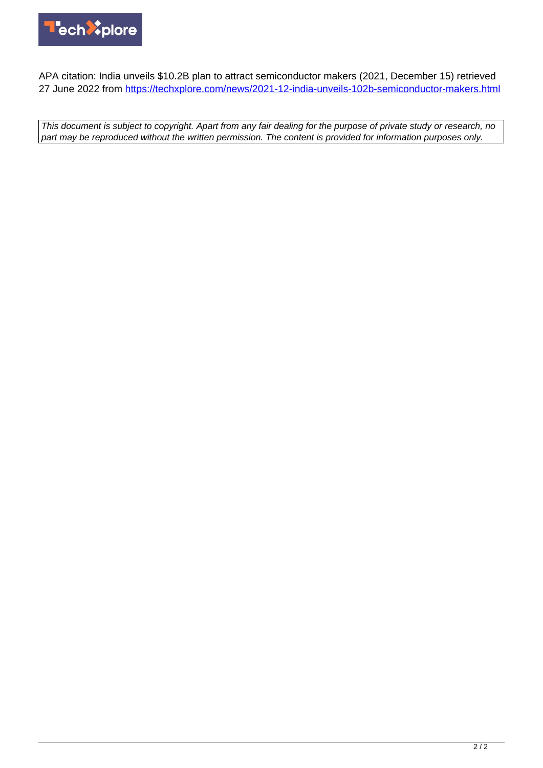APA citation: India unveils $10.2B plan to attract semiconductor makers (2021, December 15) retrieved 27 June 2022 from https://techxplore.com/news/2021-12-india-unveils-102b-semiconductor-makers.html

*This document is subject to copyright. Apart from any fair dealing for the purpose of private study or research, no part may be reproduced without the written permission. The content is provided for information purposes only.*